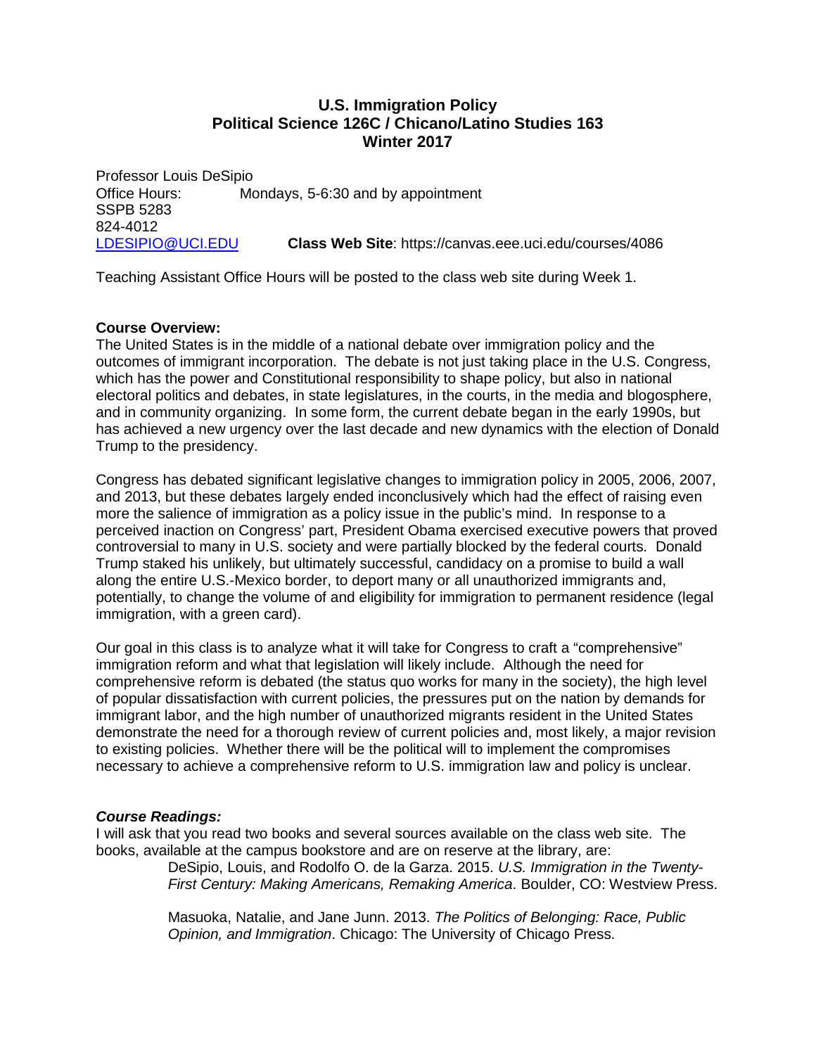# U.S. Immigration Policy
# Political Science 126C / Chicano/Latino Studies 163
# Winter 2017

Professor Louis DeSipio
Office Hours: Mondays, 5-6:30 and by appointment
SSPB 5283
824-4012
LDESIPIO@UCI.EDU **Class Web Site**: https://canvas.eee.uci.edu/courses/4086

Teaching Assistant Office Hours will be posted to the class web site during Week 1.

**Course Overview:**
The United States is in the middle of a national debate over immigration policy and the outcomes of immigrant incorporation. The debate is not just taking place in the U.S. Congress, which has the power and Constitutional responsibility to shape policy, but also in national electoral politics and debates, in state legislatures, in the courts, in the media and blogosphere, and in community organizing. In some form, the current debate began in the early 1990s, but has achieved a new urgency over the last decade and new dynamics with the election of Donald Trump to the presidency.

Congress has debated significant legislative changes to immigration policy in 2005, 2006, 2007, and 2013, but these debates largely ended inconclusively which had the effect of raising even more the salience of immigration as a policy issue in the public's mind. In response to a perceived inaction on Congress' part, President Obama exercised executive powers that proved controversial to many in U.S. society and were partially blocked by the federal courts. Donald Trump staked his unlikely, but ultimately successful, candidacy on a promise to build a wall along the entire U.S.-Mexico border, to deport many or all unauthorized immigrants and, potentially, to change the volume of and eligibility for immigration to permanent residence (legal immigration, with a green card).

Our goal in this class is to analyze what it will take for Congress to craft a "comprehensive" immigration reform and what that legislation will likely include. Although the need for comprehensive reform is debated (the status quo works for many in the society), the high level of popular dissatisfaction with current policies, the pressures put on the nation by demands for immigrant labor, and the high number of unauthorized migrants resident in the United States demonstrate the need for a thorough review of current policies and, most likely, a major revision to existing policies. Whether there will be the political will to implement the compromises necessary to achieve a comprehensive reform to U.S. immigration law and policy is unclear.

***Course Readings:***
I will ask that you read two books and several sources available on the class web site. The books, available at the campus bookstore and are on reserve at the library, are:

DeSipio, Louis, and Rodolfo O. de la Garza. 2015. *U.S. Immigration in the Twenty-First Century: Making Americans, Remaking America*. Boulder, CO: Westview Press.

Masuoka, Natalie, and Jane Junn. 2013. *The Politics of Belonging: Race, Public Opinion, and Immigration*. Chicago: The University of Chicago Press.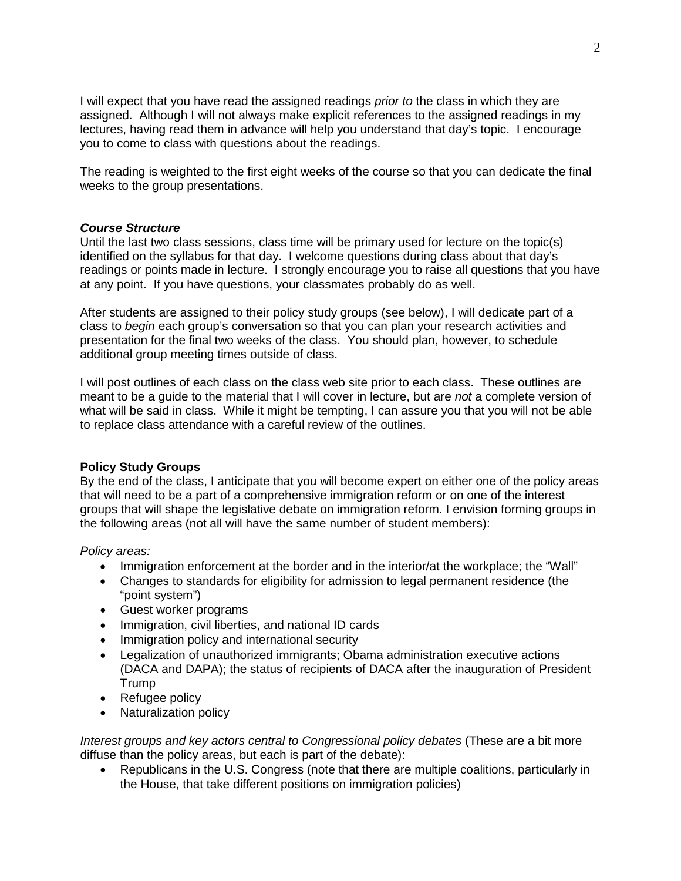I will expect that you have read the assigned readings *prior to* the class in which they are assigned. Although I will not always make explicit references to the assigned readings in my lectures, having read them in advance will help you understand that day's topic. I encourage you to come to class with questions about the readings.

The reading is weighted to the first eight weeks of the course so that you can dedicate the final weeks to the group presentations.

### ***Course Structure***

Until the last two class sessions, class time will be primary used for lecture on the topic(s) identified on the syllabus for that day. I welcome questions during class about that day's readings or points made in lecture. I strongly encourage you to raise all questions that you have at any point. If you have questions, your classmates probably do as well.

After students are assigned to their policy study groups (see below), I will dedicate part of a class to *begin* each group's conversation so that you can plan your research activities and presentation for the final two weeks of the class. You should plan, however, to schedule additional group meeting times outside of class.

I will post outlines of each class on the class web site prior to each class. These outlines are meant to be a guide to the material that I will cover in lecture, but are *not* a complete version of what will be said in class. While it might be tempting, I can assure you that you will not be able to replace class attendance with a careful review of the outlines.

### **Policy Study Groups**

By the end of the class, I anticipate that you will become expert on either one of the policy areas that will need to be a part of a comprehensive immigration reform or on one of the interest groups that will shape the legislative debate on immigration reform. I envision forming groups in the following areas (not all will have the same number of student members):

*Policy areas:*

- Immigration enforcement at the border and in the interior/at the workplace; the "Wall"
- Changes to standards for eligibility for admission to legal permanent residence (the "point system")
- Guest worker programs
- Immigration, civil liberties, and national ID cards
- Immigration policy and international security
- Legalization of unauthorized immigrants; Obama administration executive actions (DACA and DAPA); the status of recipients of DACA after the inauguration of President Trump
- Refugee policy
- Naturalization policy

*Interest groups and key actors central to Congressional policy debates* (These are a bit more diffuse than the policy areas, but each is part of the debate):

- Republicans in the U.S. Congress (note that there are multiple coalitions, particularly in the House, that take different positions on immigration policies)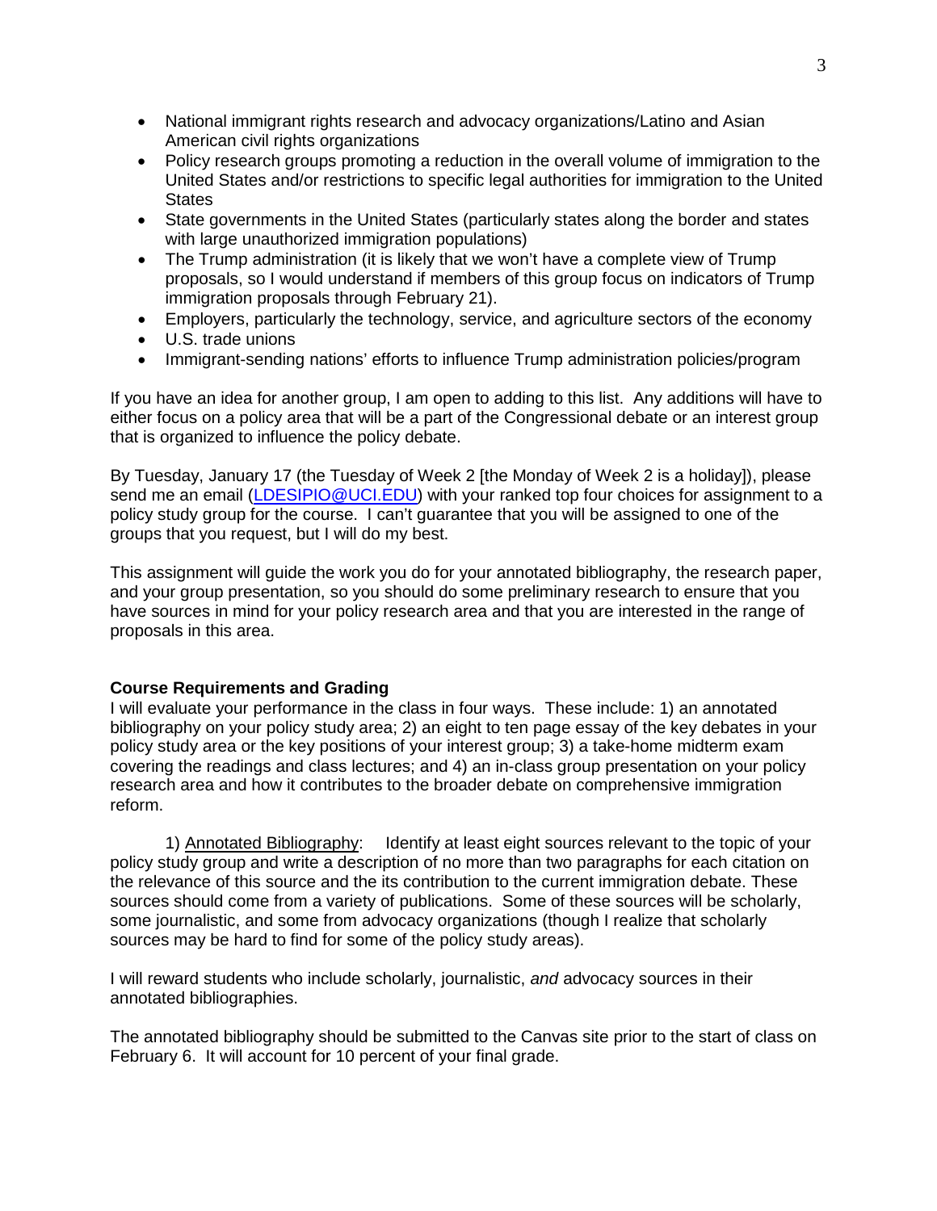- National immigrant rights research and advocacy organizations/Latino and Asian American civil rights organizations
- Policy research groups promoting a reduction in the overall volume of immigration to the United States and/or restrictions to specific legal authorities for immigration to the United States
- State governments in the United States (particularly states along the border and states with large unauthorized immigration populations)
- The Trump administration (it is likely that we won't have a complete view of Trump proposals, so I would understand if members of this group focus on indicators of Trump immigration proposals through February 21).
- Employers, particularly the technology, service, and agriculture sectors of the economy
- U.S. trade unions
- Immigrant-sending nations' efforts to influence Trump administration policies/program

If you have an idea for another group, I am open to adding to this list. Any additions will have to either focus on a policy area that will be a part of the Congressional debate or an interest group that is organized to influence the policy debate.

By Tuesday, January 17 (the Tuesday of Week 2 [the Monday of Week 2 is a holiday]), please send me an email (LDESIPIO@UCI.EDU) with your ranked top four choices for assignment to a policy study group for the course. I can't guarantee that you will be assigned to one of the groups that you request, but I will do my best.

This assignment will guide the work you do for your annotated bibliography, the research paper, and your group presentation, so you should do some preliminary research to ensure that you have sources in mind for your policy research area and that you are interested in the range of proposals in this area.

**Course Requirements and Grading**

I will evaluate your performance in the class in four ways. These include: 1) an annotated bibliography on your policy study area; 2) an eight to ten page essay of the key debates in your policy study area or the key positions of your interest group; 3) a take-home midterm exam covering the readings and class lectures; and 4) an in-class group presentation on your policy research area and how it contributes to the broader debate on comprehensive immigration reform.

1) Annotated Bibliography: Identify at least eight sources relevant to the topic of your policy study group and write a description of no more than two paragraphs for each citation on the relevance of this source and the its contribution to the current immigration debate. These sources should come from a variety of publications. Some of these sources will be scholarly, some journalistic, and some from advocacy organizations (though I realize that scholarly sources may be hard to find for some of the policy study areas).

I will reward students who include scholarly, journalistic, *and* advocacy sources in their annotated bibliographies.

The annotated bibliography should be submitted to the Canvas site prior to the start of class on February 6. It will account for 10 percent of your final grade.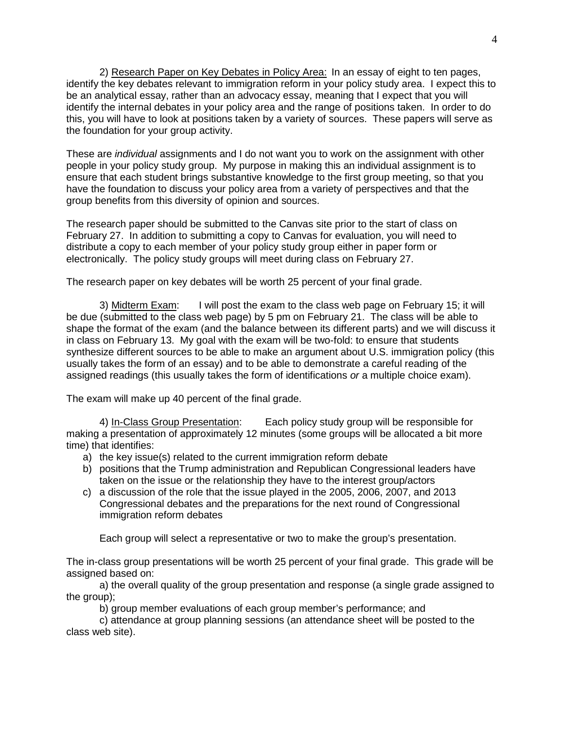2) <u>Research Paper on Key Debates in Policy Area:</u> In an essay of eight to ten pages, identify the key debates relevant to immigration reform in your policy study area. I expect this to be an analytical essay, rather than an advocacy essay, meaning that I expect that you will identify the internal debates in your policy area and the range of positions taken. In order to do this, you will have to look at positions taken by a variety of sources. These papers will serve as the foundation for your group activity.

These are *individual* assignments and I do not want you to work on the assignment with other people in your policy study group. My purpose in making this an individual assignment is to ensure that each student brings substantive knowledge to the first group meeting, so that you have the foundation to discuss your policy area from a variety of perspectives and that the group benefits from this diversity of opinion and sources.

The research paper should be submitted to the Canvas site prior to the start of class on February 27. In addition to submitting a copy to Canvas for evaluation, you will need to distribute a copy to each member of your policy study group either in paper form or electronically. The policy study groups will meet during class on February 27.

The research paper on key debates will be worth 25 percent of your final grade.

3) <u>Midterm Exam</u>: I will post the exam to the class web page on February 15; it will be due (submitted to the class web page) by 5 pm on February 21. The class will be able to shape the format of the exam (and the balance between its different parts) and we will discuss it in class on February 13. My goal with the exam will be two-fold: to ensure that students synthesize different sources to be able to make an argument about U.S. immigration policy (this usually takes the form of an essay) and to be able to demonstrate a careful reading of the assigned readings (this usually takes the form of identifications *or* a multiple choice exam).

The exam will make up 40 percent of the final grade.

4) <u>In-Class Group Presentation</u>: Each policy study group will be responsible for making a presentation of approximately 12 minutes (some groups will be allocated a bit more time) that identifies:

a) the key issue(s) related to the current immigration reform debate
b) positions that the Trump administration and Republican Congressional leaders have taken on the issue or the relationship they have to the interest group/actors
c) a discussion of the role that the issue played in the 2005, 2006, 2007, and 2013 Congressional debates and the preparations for the next round of Congressional immigration reform debates

Each group will select a representative or two to make the group's presentation.

The in-class group presentations will be worth 25 percent of your final grade. This grade will be assigned based on:

a) the overall quality of the group presentation and response (a single grade assigned to the group);
b) group member evaluations of each group member's performance; and
c) attendance at group planning sessions (an attendance sheet will be posted to the class web site).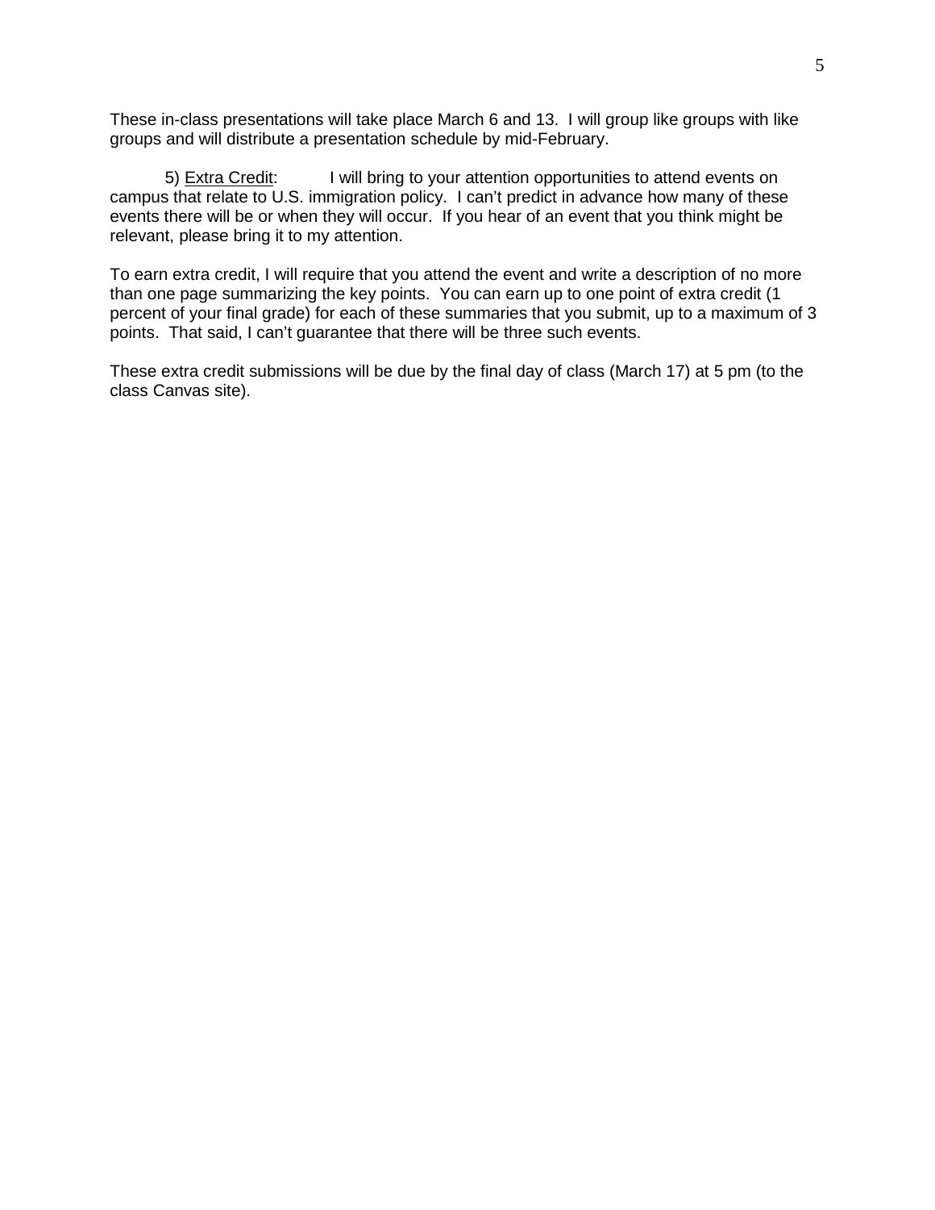These in-class presentations will take place March 6 and 13. I will group like groups with like groups and will distribute a presentation schedule by mid-February.

5) <u>Extra Credit</u>: I will bring to your attention opportunities to attend events on campus that relate to U.S. immigration policy. I can't predict in advance how many of these events there will be or when they will occur. If you hear of an event that you think might be relevant, please bring it to my attention.

To earn extra credit, I will require that you attend the event and write a description of no more than one page summarizing the key points. You can earn up to one point of extra credit (1 percent of your final grade) for each of these summaries that you submit, up to a maximum of 3 points. That said, I can't guarantee that there will be three such events.

These extra credit submissions will be due by the final day of class (March 17) at 5 pm (to the class Canvas site).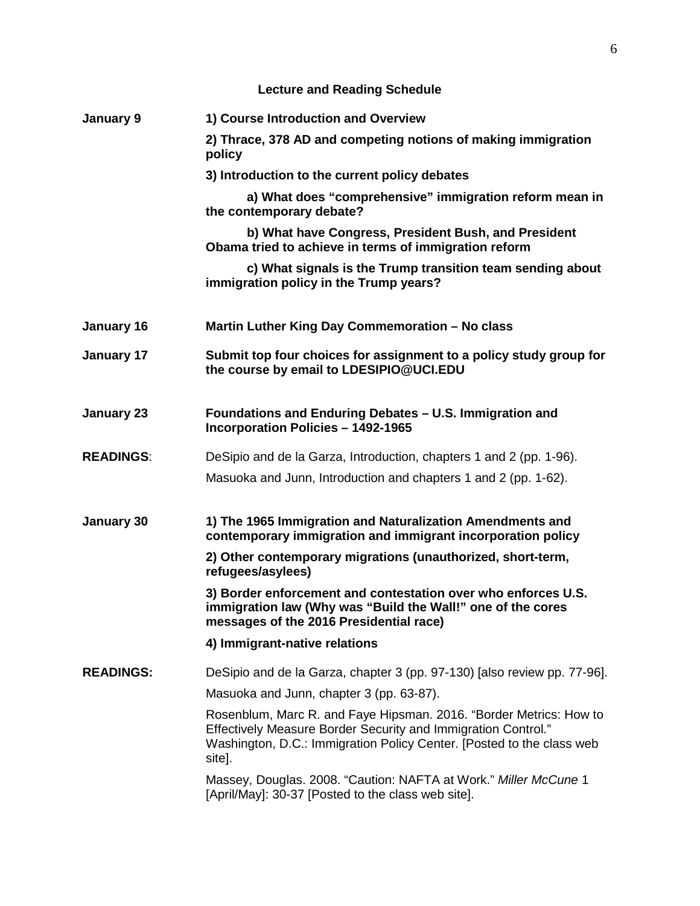## Lecture and Reading Schedule

**January 9** **1) Course Introduction and Overview**

**2) Thrace, 378 AD and competing notions of making immigration policy**

**3) Introduction to the current policy debates**

**a) What does "comprehensive" immigration reform mean in the contemporary debate?**

**b) What have Congress, President Bush, and President Obama tried to achieve in terms of immigration reform**

**c) What signals is the Trump transition team sending about immigration policy in the Trump years?**

**January 16** **Martin Luther King Day Commemoration – No class**

**January 17** **Submit top four choices for assignment to a policy study group for the course by email to LDESIPIO@UCI.EDU**

**January 23** **Foundations and Enduring Debates – U.S. Immigration and Incorporation Policies – 1492-1965**

**READINGS**: DeSipio and de la Garza, Introduction, chapters 1 and 2 (pp. 1-96).

Masuoka and Junn, Introduction and chapters 1 and 2 (pp. 1-62).

**January 30** **1) The 1965 Immigration and Naturalization Amendments and contemporary immigration and immigrant incorporation policy**

**2) Other contemporary migrations (unauthorized, short-term, refugees/asylees)**

**3) Border enforcement and contestation over who enforces U.S. immigration law (Why was "Build the Wall!" one of the cores messages of the 2016 Presidential race)**

**4) Immigrant-native relations**

**READINGS:** DeSipio and de la Garza, chapter 3 (pp. 97-130) [also review pp. 77-96].

Masuoka and Junn, chapter 3 (pp. 63-87).

Rosenblum, Marc R. and Faye Hipsman. 2016. "Border Metrics: How to Effectively Measure Border Security and Immigration Control." Washington, D.C.: Immigration Policy Center. [Posted to the class web site].

Massey, Douglas. 2008. "Caution: NAFTA at Work." *Miller McCune* 1 [April/May]: 30-37 [Posted to the class web site].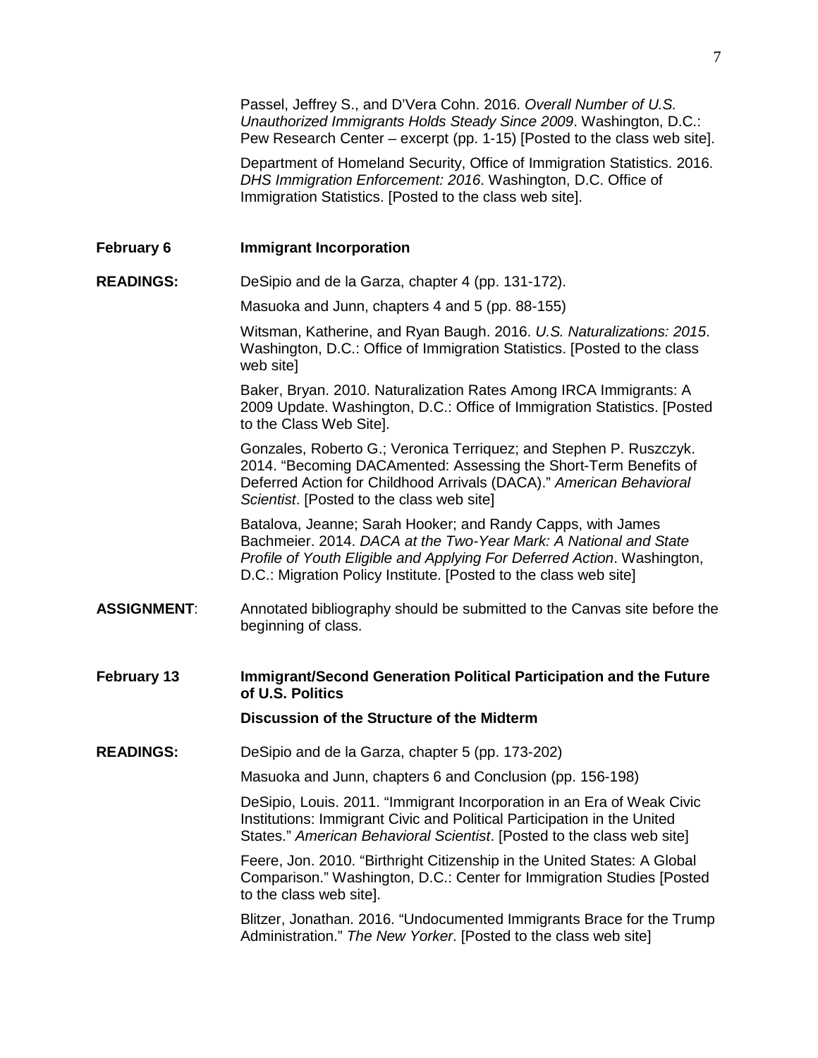Passel, Jeffrey S., and D'Vera Cohn. 2016. *Overall Number of U.S. Unauthorized Immigrants Holds Steady Since 2009*. Washington, D.C.: Pew Research Center – excerpt (pp. 1-15) [Posted to the class web site].

Department of Homeland Security, Office of Immigration Statistics. 2016. *DHS Immigration Enforcement: 2016*. Washington, D.C. Office of Immigration Statistics. [Posted to the class web site].

**February 6** **Immigrant Incorporation**

**READINGS:** DeSipio and de la Garza, chapter 4 (pp. 131-172).

Masuoka and Junn, chapters 4 and 5 (pp. 88-155)

Witsman, Katherine, and Ryan Baugh. 2016. *U.S. Naturalizations: 2015*. Washington, D.C.: Office of Immigration Statistics. [Posted to the class web site]

Baker, Bryan. 2010. Naturalization Rates Among IRCA Immigrants: A 2009 Update. Washington, D.C.: Office of Immigration Statistics. [Posted to the Class Web Site].

Gonzales, Roberto G.; Veronica Terriquez; and Stephen P. Ruszczyk. 2014. "Becoming DACAmented: Assessing the Short-Term Benefits of Deferred Action for Childhood Arrivals (DACA)." *American Behavioral Scientist*. [Posted to the class web site]

Batalova, Jeanne; Sarah Hooker; and Randy Capps, with James Bachmeier. 2014. *DACA at the Two-Year Mark: A National and State Profile of Youth Eligible and Applying For Deferred Action*. Washington, D.C.: Migration Policy Institute. [Posted to the class web site]

**ASSIGNMENT**: Annotated bibliography should be submitted to the Canvas site before the beginning of class.

**February 13** **Immigrant/Second Generation Political Participation and the Future of U.S. Politics**

**Discussion of the Structure of the Midterm**

**READINGS:** DeSipio and de la Garza, chapter 5 (pp. 173-202)

Masuoka and Junn, chapters 6 and Conclusion (pp. 156-198)

DeSipio, Louis. 2011. "Immigrant Incorporation in an Era of Weak Civic Institutions: Immigrant Civic and Political Participation in the United States." *American Behavioral Scientist*. [Posted to the class web site]

Feere, Jon. 2010. "Birthright Citizenship in the United States: A Global Comparison." Washington, D.C.: Center for Immigration Studies [Posted to the class web site].

Blitzer, Jonathan. 2016. "Undocumented Immigrants Brace for the Trump Administration." *The New Yorker*. [Posted to the class web site]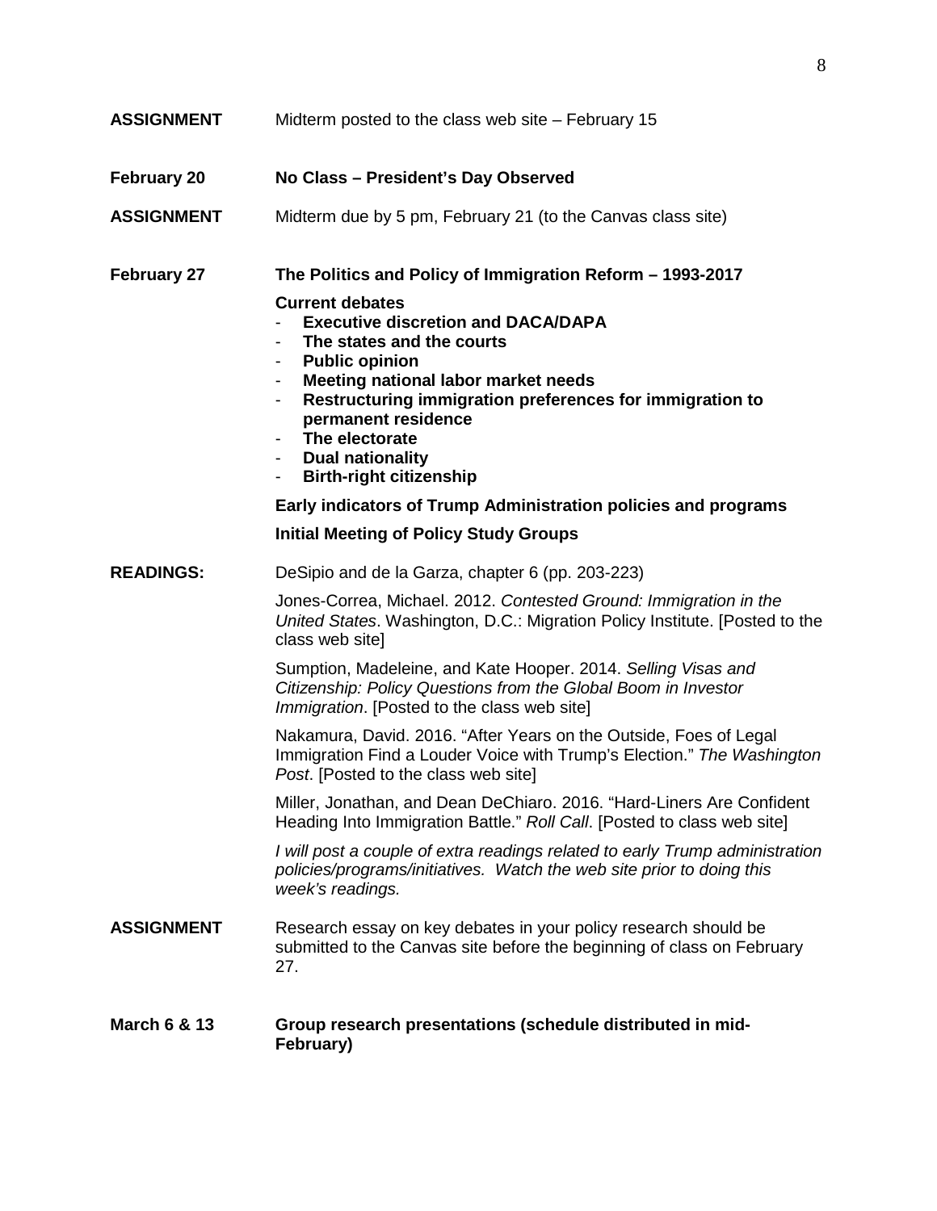**ASSIGNMENT** Midterm posted to the class web site – February 15

**February 20** **No Class – President's Day Observed**

**ASSIGNMENT** Midterm due by 5 pm, February 21 (to the Canvas class site)

**February 27** **The Politics and Policy of Immigration Reform – 1993-2017**

**Current debates**

- **Executive discretion and DACA/DAPA**
- **The states and the courts**
- **Public opinion**
- **Meeting national labor market needs**
- **Restructuring immigration preferences for immigration to permanent residence**
- **The electorate**
- **Dual nationality**
- **Birth-right citizenship**

**Early indicators of Trump Administration policies and programs**

**Initial Meeting of Policy Study Groups**

**READINGS:** DeSipio and de la Garza, chapter 6 (pp. 203-223)

Jones-Correa, Michael. 2012. *Contested Ground: Immigration in the United States*. Washington, D.C.: Migration Policy Institute. [Posted to the class web site]

Sumption, Madeleine, and Kate Hooper. 2014. *Selling Visas and Citizenship: Policy Questions from the Global Boom in Investor Immigration*. [Posted to the class web site]

Nakamura, David. 2016. "After Years on the Outside, Foes of Legal Immigration Find a Louder Voice with Trump's Election." *The Washington Post*. [Posted to the class web site]

Miller, Jonathan, and Dean DeChiaro. 2016. "Hard-Liners Are Confident Heading Into Immigration Battle." *Roll Call*. [Posted to class web site]

*I will post a couple of extra readings related to early Trump administration policies/programs/initiatives. Watch the web site prior to doing this week's readings.*

**ASSIGNMENT** Research essay on key debates in your policy research should be submitted to the Canvas site before the beginning of class on February 27.

**March 6 & 13** **Group research presentations (schedule distributed in mid-February)**